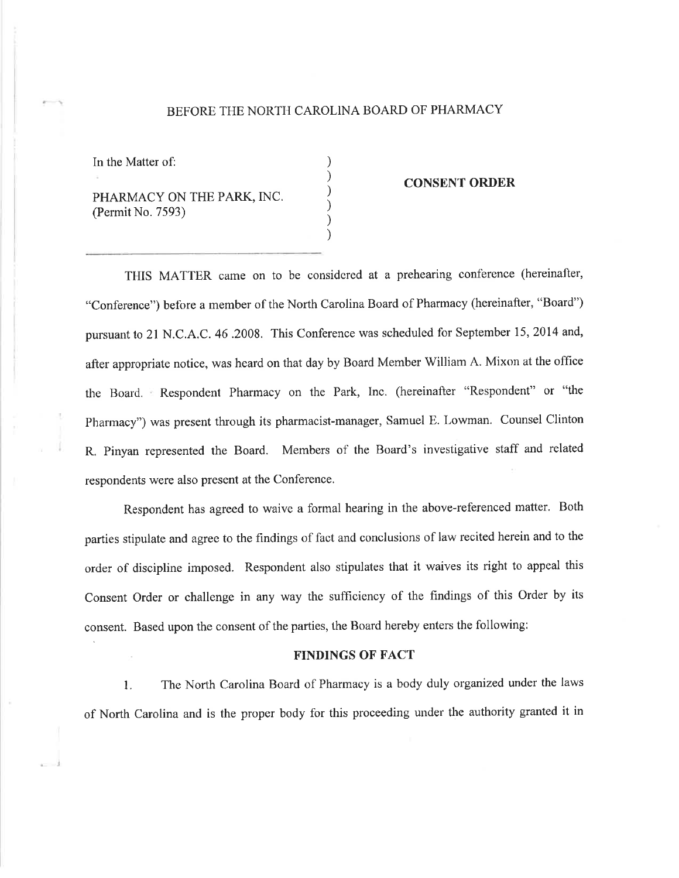BEFORE THE NORTH CAROLINA BOARD OF PHARMACY

In the Matter of:

PHARMACY ON THE PARK, INC.
(Permit No. 7593)

**CONSENT ORDER**

THIS MATTER came on to be considered at a prehearing conference (hereinafter, "Conference") before a member of the North Carolina Board of Pharmacy (hereinafter, "Board") pursuant to 21 N.C.A.C. 46 .2008. This Conference was scheduled for September 15, 2014 and, after appropriate notice, was heard on that day by Board Member William A. Mixon at the office the Board. Respondent Pharmacy on the Park, Inc. (hereinafter "Respondent" or "the Pharmacy") was present through its pharmacist-manager, Samuel E. Lowman. Counsel Clinton R. Pinyan represented the Board. Members of the Board's investigative staff and related respondents were also present at the Conference.

Respondent has agreed to waive a formal hearing in the above-referenced matter. Both parties stipulate and agree to the findings of fact and conclusions of law recited herein and to the order of discipline imposed. Respondent also stipulates that it waives its right to appeal this Consent Order or challenge in any way the sufficiency of the findings of this Order by its consent. Based upon the consent of the parties, the Board hereby enters the following:

**FINDINGS OF FACT**

1. The North Carolina Board of Pharmacy is a body duly organized under the laws of North Carolina and is the proper body for this proceeding under the authority granted it in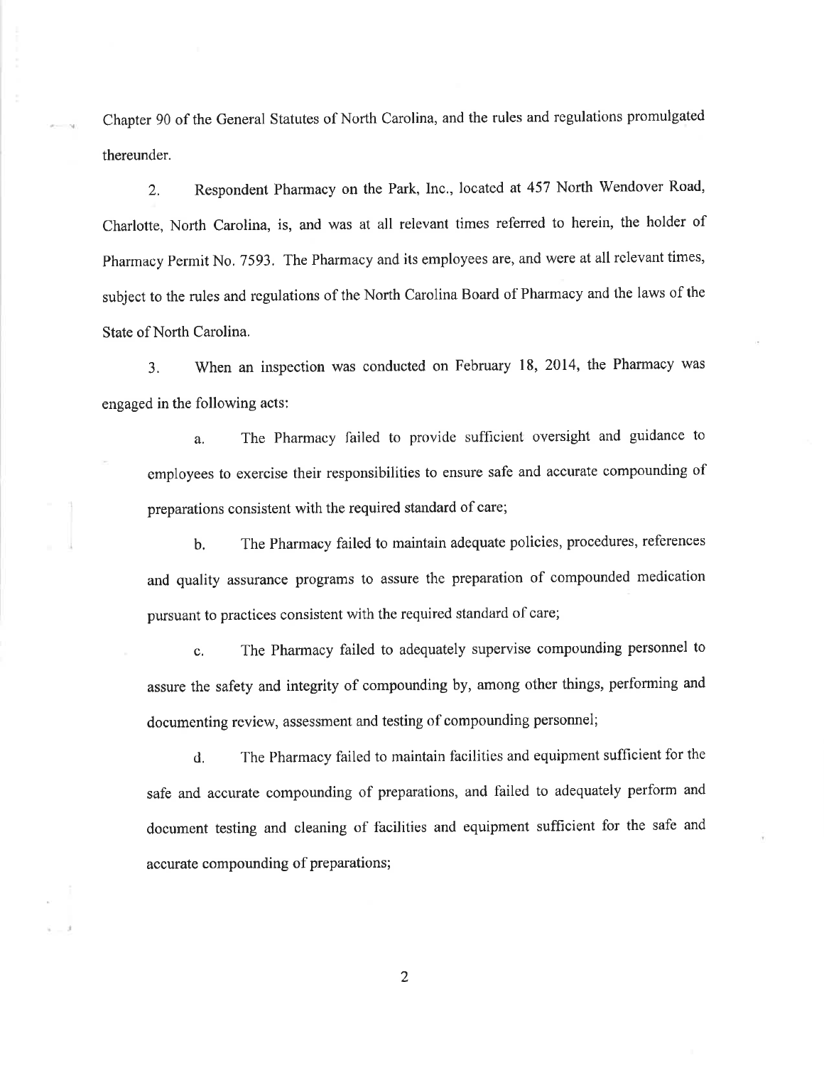Chapter 90 of the General Statutes of North Carolina, and the rules and regulations promulgated thereunder.

2. Respondent Pharmacy on the Park, Inc., located at 457 North Wendover Road, Charlotte, North Carolina, is, and was at all relevant times referred to herein, the holder of Pharmacy Permit No. 7593. The Pharmacy and its employees are, and were at all relevant times, subject to the rules and regulations of the North Carolina Board of Pharmacy and the laws of the State of North Carolina.

3. When an inspection was conducted on February 18, 2014, the Pharmacy was engaged in the following acts:

   a. The Pharmacy failed to provide sufficient oversight and guidance to employees to exercise their responsibilities to ensure safe and accurate compounding of preparations consistent with the required standard of care;

   b. The Pharmacy failed to maintain adequate policies, procedures, references and quality assurance programs to assure the preparation of compounded medication pursuant to practices consistent with the required standard of care;

   c. The Pharmacy failed to adequately supervise compounding personnel to assure the safety and integrity of compounding by, among other things, performing and documenting review, assessment and testing of compounding personnel;

   d. The Pharmacy failed to maintain facilities and equipment sufficient for the safe and accurate compounding of preparations, and failed to adequately perform and document testing and cleaning of facilities and equipment sufficient for the safe and accurate compounding of preparations;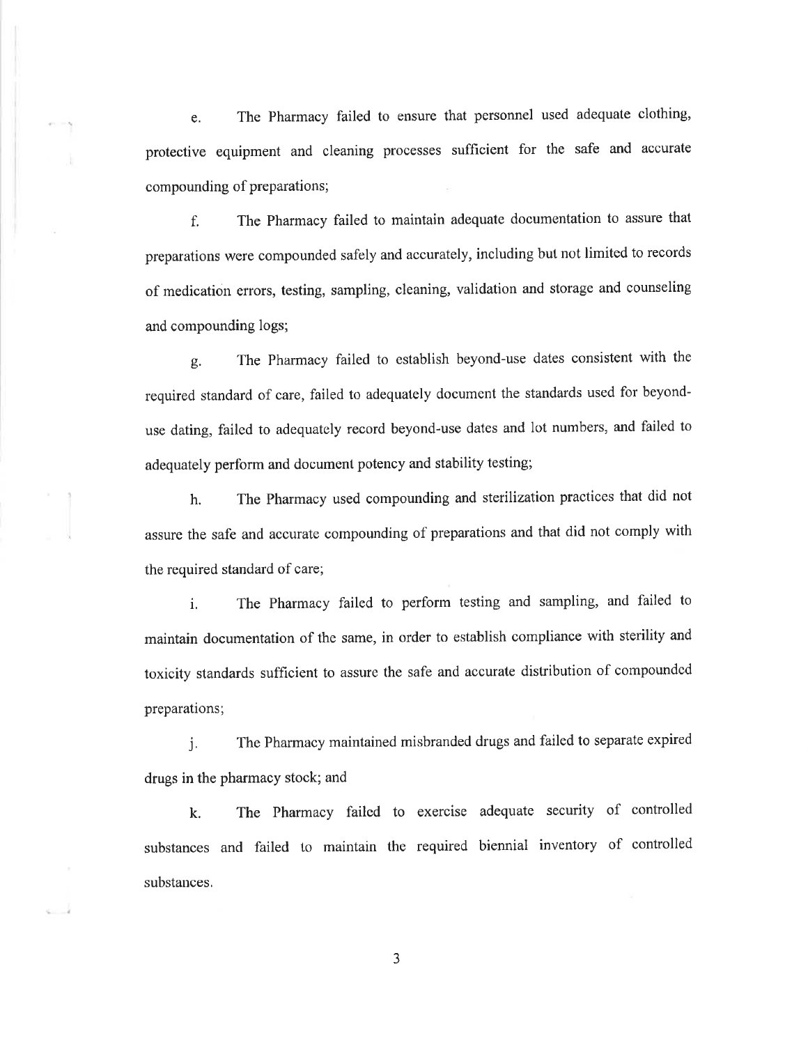e. The Pharmacy failed to ensure that personnel used adequate clothing, protective equipment and cleaning processes sufficient for the safe and accurate compounding of preparations;

f. The Pharmacy failed to maintain adequate documentation to assure that preparations were compounded safely and accurately, including but not limited to records of medication errors, testing, sampling, cleaning, validation and storage and counseling and compounding logs;

g. The Pharmacy failed to establish beyond-use dates consistent with the required standard of care, failed to adequately document the standards used for beyond-use dating, failed to adequately record beyond-use dates and lot numbers, and failed to adequately perform and document potency and stability testing;

h. The Pharmacy used compounding and sterilization practices that did not assure the safe and accurate compounding of preparations and that did not comply with the required standard of care;

i. The Pharmacy failed to perform testing and sampling, and failed to maintain documentation of the same, in order to establish compliance with sterility and toxicity standards sufficient to assure the safe and accurate distribution of compounded preparations;

j. The Pharmacy maintained misbranded drugs and failed to separate expired drugs in the pharmacy stock; and

k. The Pharmacy failed to exercise adequate security of controlled substances and failed to maintain the required biennial inventory of controlled substances.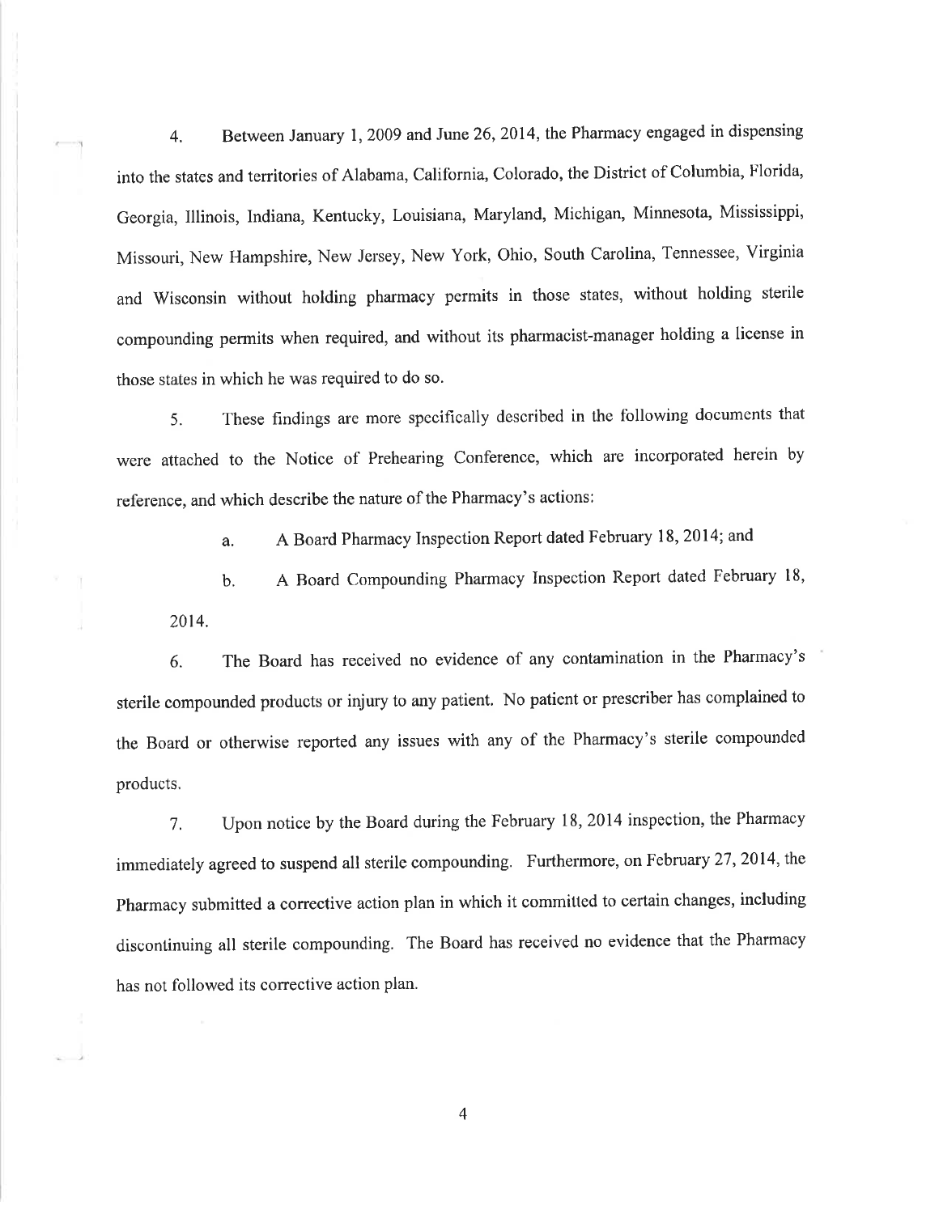4. Between January 1, 2009 and June 26, 2014, the Pharmacy engaged in dispensing into the states and territories of Alabama, California, Colorado, the District of Columbia, Florida, Georgia, Illinois, Indiana, Kentucky, Louisiana, Maryland, Michigan, Minnesota, Mississippi, Missouri, New Hampshire, New Jersey, New York, Ohio, South Carolina, Tennessee, Virginia and Wisconsin without holding pharmacy permits in those states, without holding sterile compounding permits when required, and without its pharmacist-manager holding a license in those states in which he was required to do so.

5. These findings are more specifically described in the following documents that were attached to the Notice of Prehearing Conference, which are incorporated herein by reference, and which describe the nature of the Pharmacy's actions:

   a. A Board Pharmacy Inspection Report dated February 18, 2014; and

   b. A Board Compounding Pharmacy Inspection Report dated February 18, 2014.

6. The Board has received no evidence of any contamination in the Pharmacy's sterile compounded products or injury to any patient. No patient or prescriber has complained to the Board or otherwise reported any issues with any of the Pharmacy's sterile compounded products.

7. Upon notice by the Board during the February 18, 2014 inspection, the Pharmacy immediately agreed to suspend all sterile compounding. Furthermore, on February 27, 2014, the Pharmacy submitted a corrective action plan in which it committed to certain changes, including discontinuing all sterile compounding. The Board has received no evidence that the Pharmacy has not followed its corrective action plan.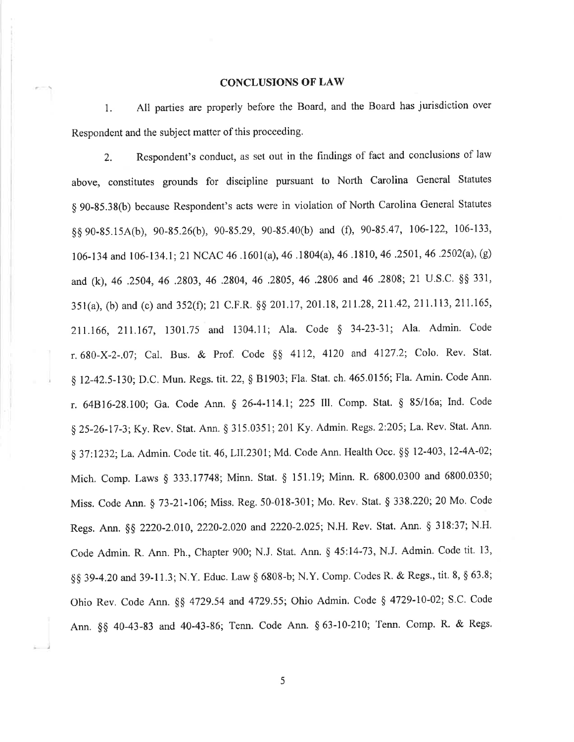## CONCLUSIONS OF LAW

1. All parties are properly before the Board, and the Board has jurisdiction over Respondent and the subject matter of this proceeding.

2. Respondent's conduct, as set out in the findings of fact and conclusions of law above, constitutes grounds for discipline pursuant to North Carolina General Statutes § 90-85.38(b) because Respondent's acts were in violation of North Carolina General Statutes §§ 90-85.15A(b), 90-85.26(b), 90-85.29, 90-85.40(b) and (f), 90-85.47, 106-122, 106-133, 106-134 and 106-134.1; 21 NCAC 46 .1601(a), 46 .1804(a), 46 .1810, 46 .2501, 46 .2502(a), (g) and (k), 46 .2504, 46 .2803, 46 .2804, 46 .2805, 46 .2806 and 46 .2808; 21 U.S.C. §§ 331, 351(a), (b) and (c) and 352(f); 21 C.F.R. §§ 201.17, 201.18, 211.28, 211.42, 211.113, 211.165, 211.166, 211.167, 1301.75 and 1304.11; Ala. Code § 34-23-31; Ala. Admin. Code r. 680-X-2-.07; Cal. Bus. & Prof. Code §§ 4112, 4120 and 4127.2; Colo. Rev. Stat. § 12-42.5-130; D.C. Mun. Regs. tit. 22, § B1903; Fla. Stat. ch. 465.0156; Fla. Amin. Code Ann. r. 64B16-28.100; Ga. Code Ann. § 26-4-114.1; 225 Ill. Comp. Stat. § 85/16a; Ind. Code § 25-26-17-3; Ky. Rev. Stat. Ann. § 315.0351; 201 Ky. Admin. Regs. 2:205; La. Rev. Stat. Ann. § 37:1232; La. Admin. Code tit. 46, LII.2301; Md. Code Ann. Health Occ. §§ 12-403, 12-4A-02; Mich. Comp. Laws § 333.17748; Minn. Stat. § 151.19; Minn. R. 6800.0300 and 6800.0350; Miss. Code Ann. § 73-21-106; Miss. Reg. 50-018-301; Mo. Rev. Stat. § 338.220; 20 Mo. Code Regs. Ann. §§ 2220-2.010, 2220-2.020 and 2220-2.025; N.H. Rev. Stat. Ann. § 318:37; N.H. Code Admin. R. Ann. Ph., Chapter 900; N.J. Stat. Ann. § 45:14-73, N.J. Admin. Code tit. 13, §§ 39-4.20 and 39-11.3; N.Y. Educ. Law § 6808-b; N.Y. Comp. Codes R. & Regs., tit. 8, § 63.8; Ohio Rev. Code Ann. §§ 4729.54 and 4729.55; Ohio Admin. Code § 4729-10-02; S.C. Code Ann. §§ 40-43-83 and 40-43-86; Tenn. Code Ann. § 63-10-210; Tenn. Comp. R. & Regs.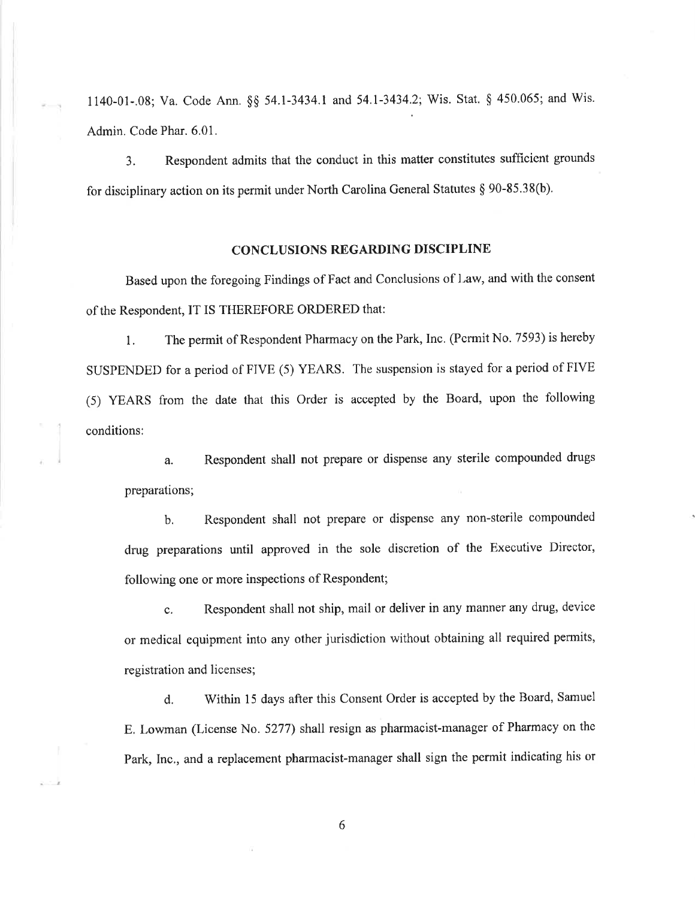1140-01-.08; Va. Code Ann. §§ 54.1-3434.1 and 54.1-3434.2; Wis. Stat. § 450.065; and Wis. Admin. Code Phar. 6.01.

3. Respondent admits that the conduct in this matter constitutes sufficient grounds for disciplinary action on its permit under North Carolina General Statutes § 90-85.38(b).

## CONCLUSIONS REGARDING DISCIPLINE

Based upon the foregoing Findings of Fact and Conclusions of Law, and with the consent of the Respondent, IT IS THEREFORE ORDERED that:

1. The permit of Respondent Pharmacy on the Park, Inc. (Permit No. 7593) is hereby SUSPENDED for a period of FIVE (5) YEARS. The suspension is stayed for a period of FIVE (5) YEARS from the date that this Order is accepted by the Board, upon the following conditions:

   a. Respondent shall not prepare or dispense any sterile compounded drugs preparations;

   b. Respondent shall not prepare or dispense any non-sterile compounded drug preparations until approved in the sole discretion of the Executive Director, following one or more inspections of Respondent;

   c. Respondent shall not ship, mail or deliver in any manner any drug, device or medical equipment into any other jurisdiction without obtaining all required permits, registration and licenses;

   d. Within 15 days after this Consent Order is accepted by the Board, Samuel E. Lowman (License No. 5277) shall resign as pharmacist-manager of Pharmacy on the Park, Inc., and a replacement pharmacist-manager shall sign the permit indicating his or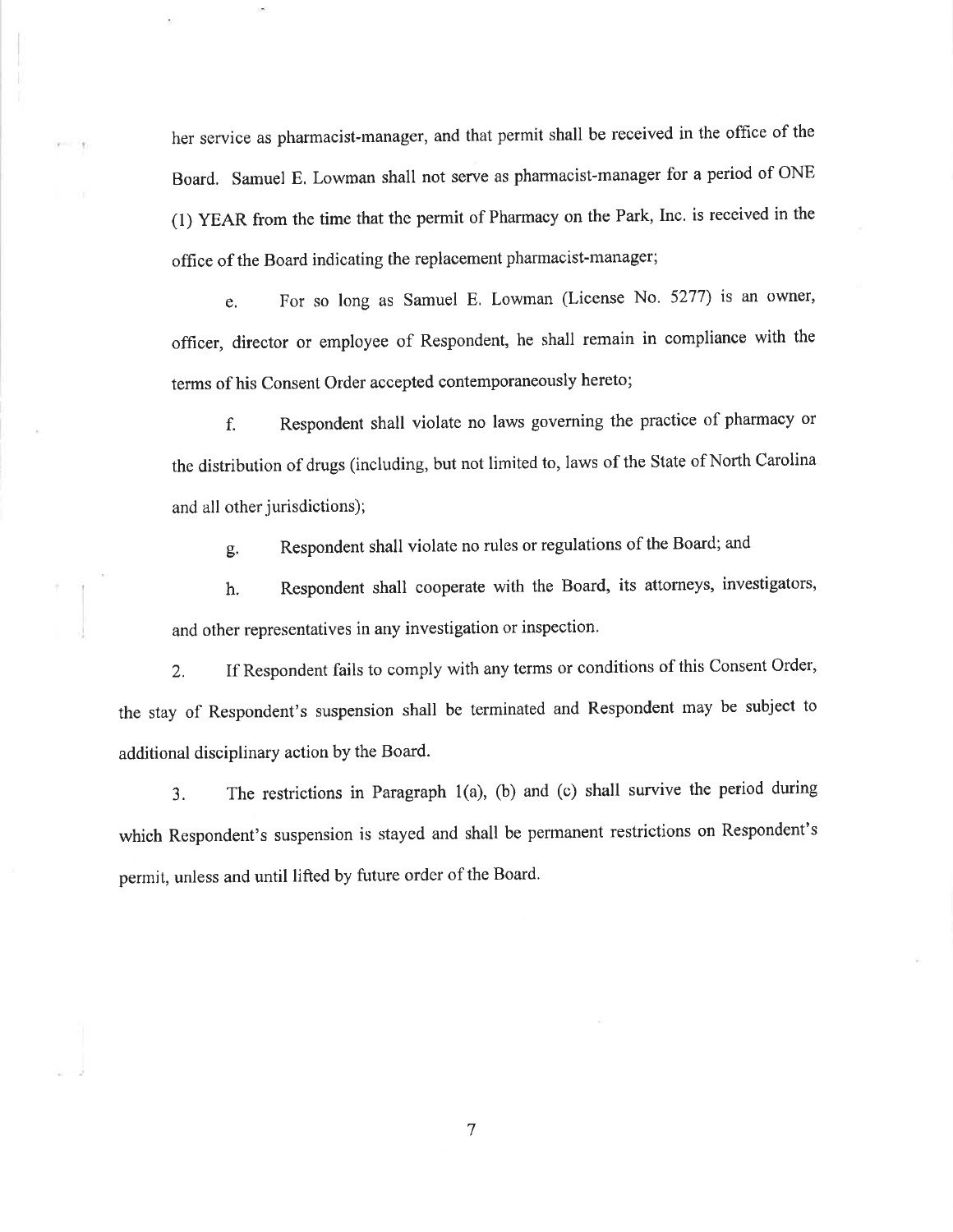her service as pharmacist-manager, and that permit shall be received in the office of the Board. Samuel E. Lowman shall not serve as pharmacist-manager for a period of ONE (1) YEAR from the time that the permit of Pharmacy on the Park, Inc. is received in the office of the Board indicating the replacement pharmacist-manager;

e. For so long as Samuel E. Lowman (License No. 5277) is an owner, officer, director or employee of Respondent, he shall remain in compliance with the terms of his Consent Order accepted contemporaneously hereto;

f. Respondent shall violate no laws governing the practice of pharmacy or the distribution of drugs (including, but not limited to, laws of the State of North Carolina and all other jurisdictions);

g. Respondent shall violate no rules or regulations of the Board; and

h. Respondent shall cooperate with the Board, its attorneys, investigators, and other representatives in any investigation or inspection.

2. If Respondent fails to comply with any terms or conditions of this Consent Order, the stay of Respondent's suspension shall be terminated and Respondent may be subject to additional disciplinary action by the Board.

3. The restrictions in Paragraph 1(a), (b) and (c) shall survive the period during which Respondent's suspension is stayed and shall be permanent restrictions on Respondent's permit, unless and until lifted by future order of the Board.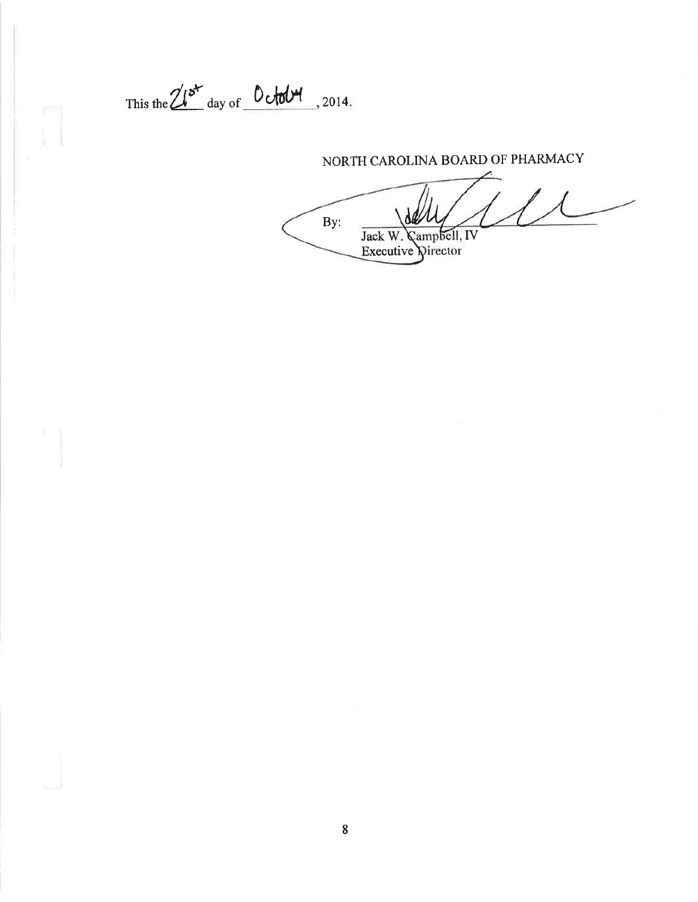This the 21st day of October, 2014.

NORTH CAROLINA BOARD OF PHARMACY

By: ______________________
Jack W. Campbell, IV
Executive Director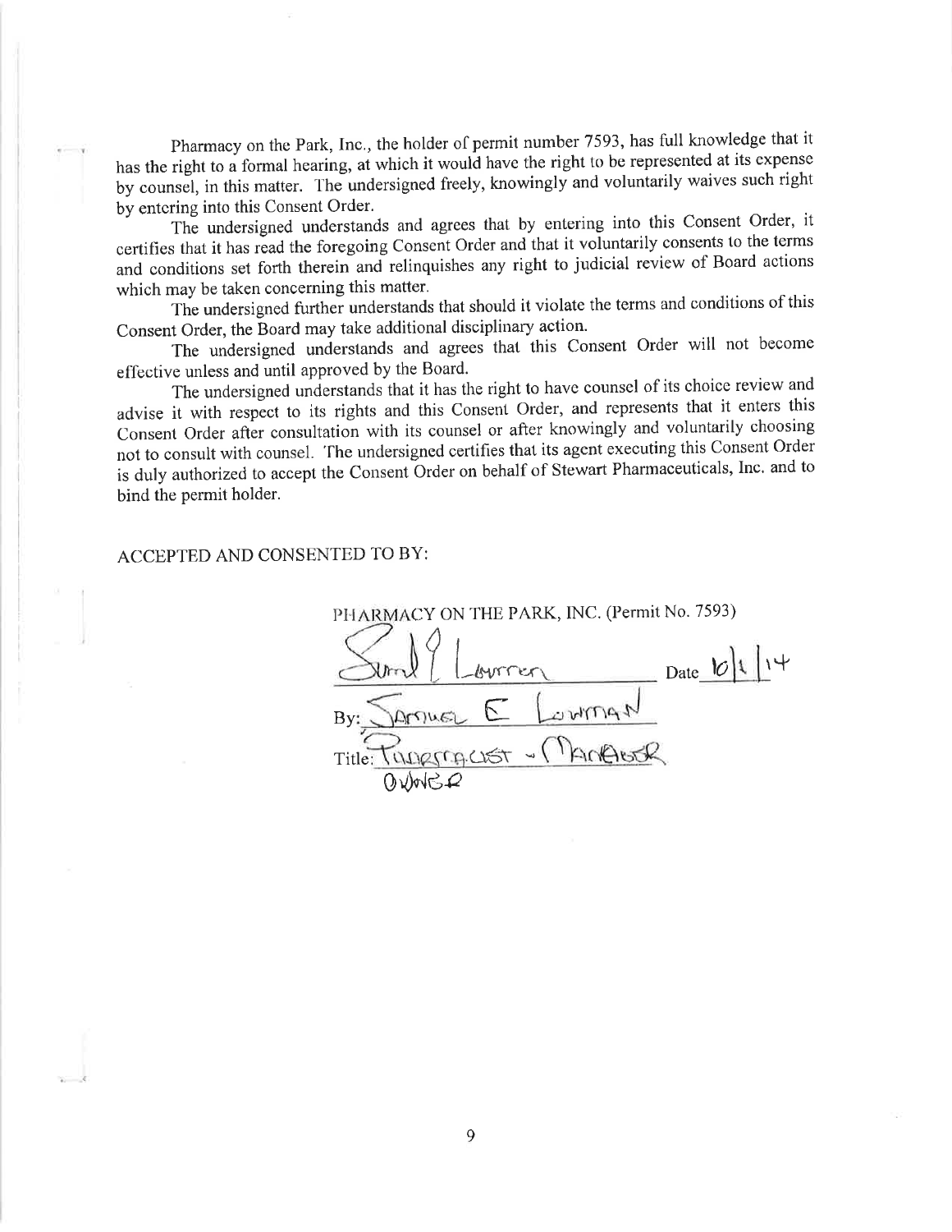Pharmacy on the Park, Inc., the holder of permit number 7593, has full knowledge that it has the right to a formal hearing, at which it would have the right to be represented at its expense by counsel, in this matter. The undersigned freely, knowingly and voluntarily waives such right by entering into this Consent Order.

The undersigned understands and agrees that by entering into this Consent Order, it certifies that it has read the foregoing Consent Order and that it voluntarily consents to the terms and conditions set forth therein and relinquishes any right to judicial review of Board actions which may be taken concerning this matter.

The undersigned further understands that should it violate the terms and conditions of this Consent Order, the Board may take additional disciplinary action.

The undersigned understands and agrees that this Consent Order will not become effective unless and until approved by the Board.

The undersigned understands that it has the right to have counsel of its choice review and advise it with respect to its rights and this Consent Order, and represents that it enters this Consent Order after consultation with its counsel or after knowingly and voluntarily choosing not to consult with counsel. The undersigned certifies that its agent executing this Consent Order is duly authorized to accept the Consent Order on behalf of Stewart Pharmaceuticals, Inc. and to bind the permit holder.

ACCEPTED AND CONSENTED TO BY:

PHARMACY ON THE PARK, INC. (Permit No. 7593)

[Signature] Date 10/1/14

By: SAMUEL E LOWMAN

Title: PHARMACIST - MANAGER OWNER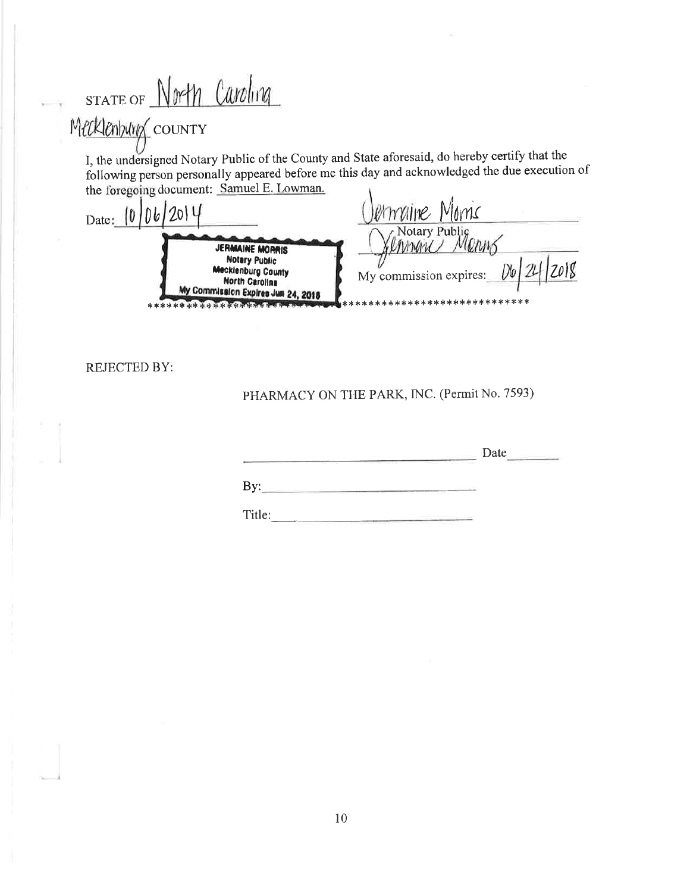STATE OF North Carolina

Mecklenburg COUNTY

I, the undersigned Notary Public of the County and State aforesaid, do hereby certify that the following person personally appeared before me this day and acknowledged the due execution of the foregoing document: Samuel E. Lowman.

Date: 10/06/2014

Jermaine Morris
Notary Public

Jermaine Morris

My commission expires: 06/24/2018

JERMAINE MORRIS
Notary Public
Mecklenburg County
North Carolina
My Commission Expires Jun 24, 2018

**********************************************************

REJECTED BY:

PHARMACY ON THE PARK, INC. (Permit No. 7593)

\_\_\_\_\_\_\_\_\_\_\_\_\_\_\_\_\_\_\_\_\_\_\_\_\_\_\_\_ Date\_\_\_\_\_\_\_

By:\_\_\_\_\_\_\_\_\_\_\_\_\_\_\_\_\_\_\_\_\_\_\_\_\_\_\_\_

Title:\_\_\_\_\_\_\_\_\_\_\_\_\_\_\_\_\_\_\_\_\_\_\_\_\_\_